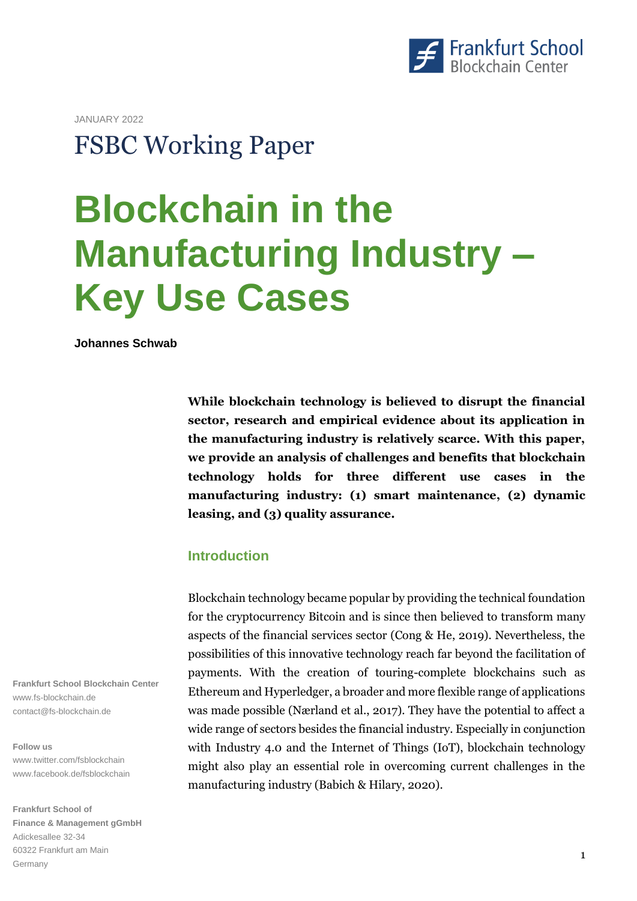JANUARY 2022

FSBC Working Paper

# Blockchain in the Manufacturing Industry – Key Use Cases

**Johannes Schwab**

**While blockchain technology is believed to disrupt the financial sector, research and empirical evidence about its application in the manufacturing industry is relatively scarce. With this paper, we provide an analysis of challenges and benefits that blockchain technology holds for three different use cases in the manufacturing industry: (1) smart maintenance, (2) dynamic leasing, and (3) quality assurance.**

## Introduction

Blockchain technology became popular by providing the technical foundation for the cryptocurrency Bitcoin and is since then believed to transform many aspects of the financial services sector (Cong & He, 2019). Nevertheless, the possibilities of this innovative technology reach far beyond the facilitation of payments. With the creation of touring-complete blockchains such as Ethereum and Hyperledger, a broader and more flexible range of applications was made possible (Nærland et al., 2017). They have the potential to affect a wide range of sectors besides the financial industry. Especially in conjunction with Industry 4.0 and the Internet of Things (IoT), blockchain technology might also play an essential role in overcoming current challenges in the manufacturing industry (Babich & Hilary, 2020).

**Frankfurt School Blockchain Center**
www.fs-blockchain.de
contact@fs-blockchain.de

**Follow us**
www.twitter.com/fsblockchain
www.facebook.de/fsblockchain

**Frankfurt School of Finance & Management gGmbH**
Adickesallee 32-34
60322 Frankfurt am Main
Germany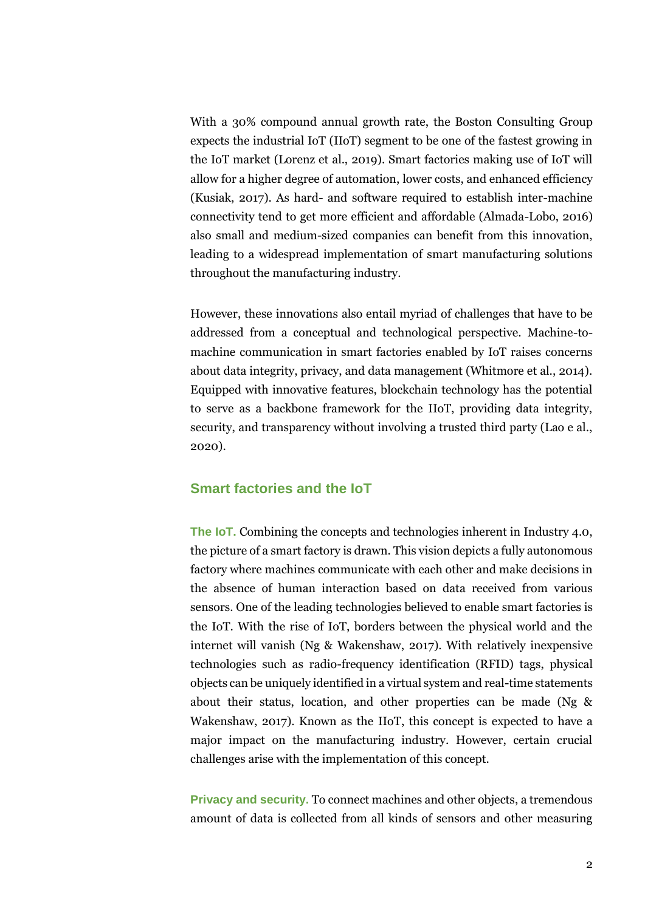With a 30% compound annual growth rate, the Boston Consulting Group expects the industrial IoT (IIoT) segment to be one of the fastest growing in the IoT market (Lorenz et al., 2019). Smart factories making use of IoT will allow for a higher degree of automation, lower costs, and enhanced efficiency (Kusiak, 2017). As hard- and software required to establish inter-machine connectivity tend to get more efficient and affordable (Almada-Lobo, 2016) also small and medium-sized companies can benefit from this innovation, leading to a widespread implementation of smart manufacturing solutions throughout the manufacturing industry.

However, these innovations also entail myriad of challenges that have to be addressed from a conceptual and technological perspective. Machine-to-machine communication in smart factories enabled by IoT raises concerns about data integrity, privacy, and data management (Whitmore et al., 2014). Equipped with innovative features, blockchain technology has the potential to serve as a backbone framework for the IIoT, providing data integrity, security, and transparency without involving a trusted third party (Lao e al., 2020).

## Smart factories and the IoT

**The IoT.** Combining the concepts and technologies inherent in Industry 4.0, the picture of a smart factory is drawn. This vision depicts a fully autonomous factory where machines communicate with each other and make decisions in the absence of human interaction based on data received from various sensors. One of the leading technologies believed to enable smart factories is the IoT. With the rise of IoT, borders between the physical world and the internet will vanish (Ng & Wakenshaw, 2017). With relatively inexpensive technologies such as radio-frequency identification (RFID) tags, physical objects can be uniquely identified in a virtual system and real-time statements about their status, location, and other properties can be made (Ng & Wakenshaw, 2017). Known as the IIoT, this concept is expected to have a major impact on the manufacturing industry. However, certain crucial challenges arise with the implementation of this concept.

**Privacy and security.** To connect machines and other objects, a tremendous amount of data is collected from all kinds of sensors and other measuring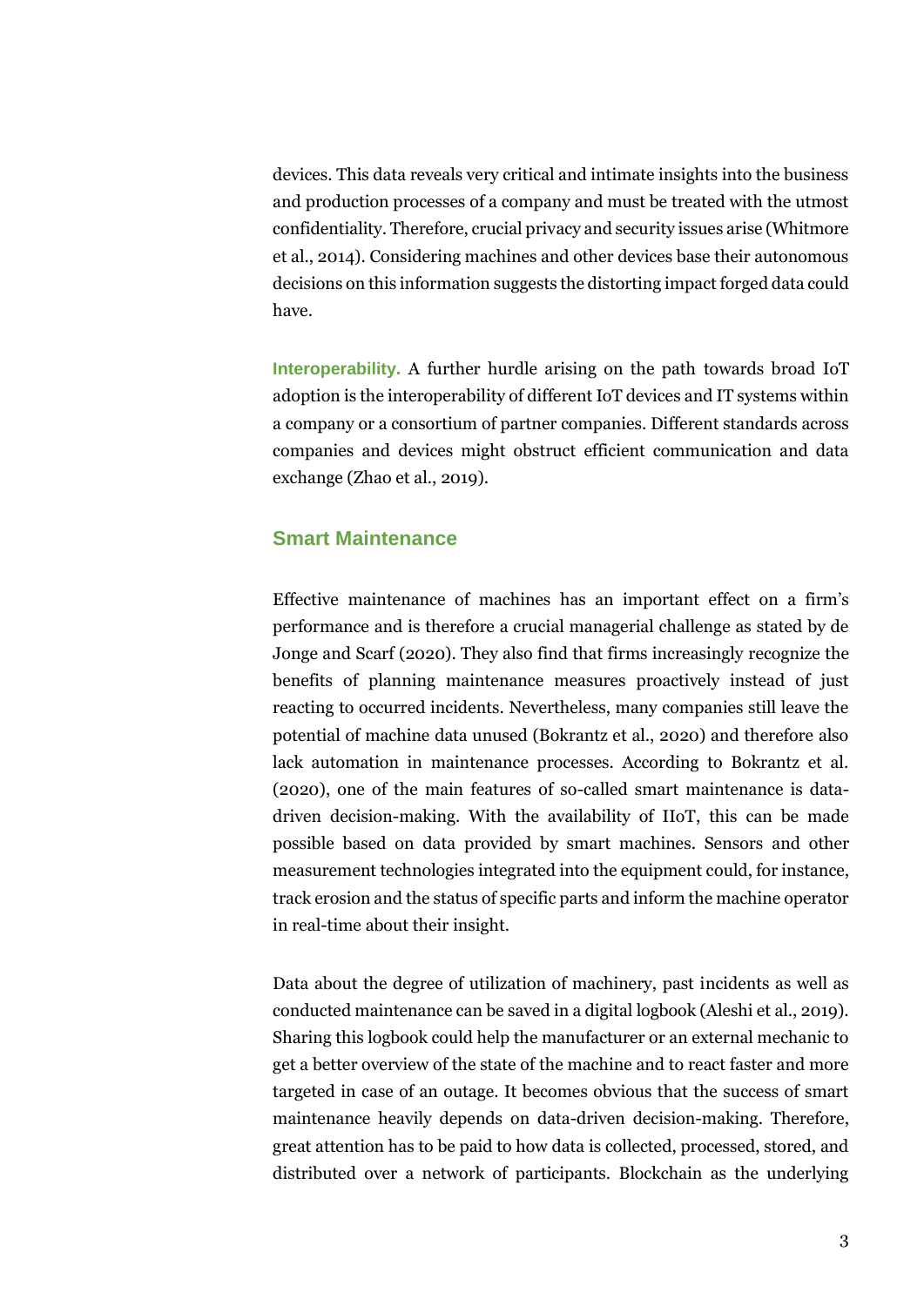devices. This data reveals very critical and intimate insights into the business and production processes of a company and must be treated with the utmost confidentiality. Therefore, crucial privacy and security issues arise (Whitmore et al., 2014). Considering machines and other devices base their autonomous decisions on this information suggests the distorting impact forged data could have.

**Interoperability.** A further hurdle arising on the path towards broad IoT adoption is the interoperability of different IoT devices and IT systems within a company or a consortium of partner companies. Different standards across companies and devices might obstruct efficient communication and data exchange (Zhao et al., 2019).

## Smart Maintenance

Effective maintenance of machines has an important effect on a firm's performance and is therefore a crucial managerial challenge as stated by de Jonge and Scarf (2020). They also find that firms increasingly recognize the benefits of planning maintenance measures proactively instead of just reacting to occurred incidents. Nevertheless, many companies still leave the potential of machine data unused (Bokrantz et al., 2020) and therefore also lack automation in maintenance processes. According to Bokrantz et al. (2020), one of the main features of so-called smart maintenance is data-driven decision-making. With the availability of IIoT, this can be made possible based on data provided by smart machines. Sensors and other measurement technologies integrated into the equipment could, for instance, track erosion and the status of specific parts and inform the machine operator in real-time about their insight.

Data about the degree of utilization of machinery, past incidents as well as conducted maintenance can be saved in a digital logbook (Aleshi et al., 2019). Sharing this logbook could help the manufacturer or an external mechanic to get a better overview of the state of the machine and to react faster and more targeted in case of an outage. It becomes obvious that the success of smart maintenance heavily depends on data-driven decision-making. Therefore, great attention has to be paid to how data is collected, processed, stored, and distributed over a network of participants. Blockchain as the underlying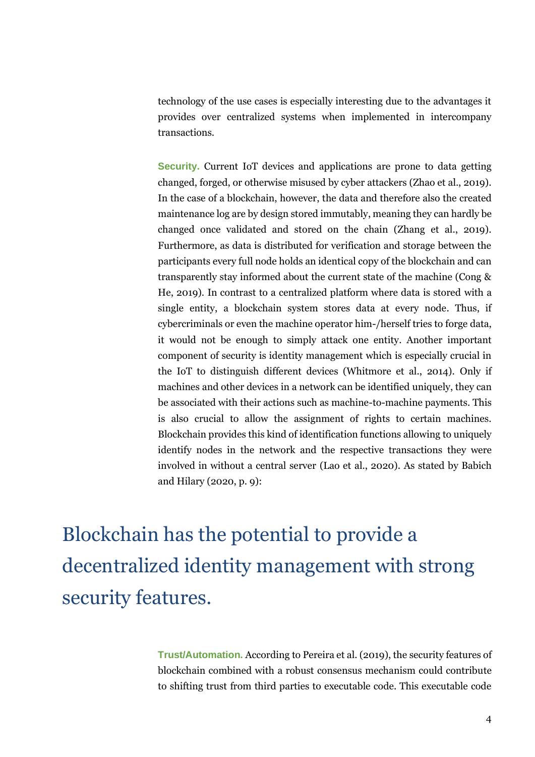technology of the use cases is especially interesting due to the advantages it provides over centralized systems when implemented in intercompany transactions.

**Security.** Current IoT devices and applications are prone to data getting changed, forged, or otherwise misused by cyber attackers (Zhao et al., 2019). In the case of a blockchain, however, the data and therefore also the created maintenance log are by design stored immutably, meaning they can hardly be changed once validated and stored on the chain (Zhang et al., 2019). Furthermore, as data is distributed for verification and storage between the participants every full node holds an identical copy of the blockchain and can transparently stay informed about the current state of the machine (Cong & He, 2019). In contrast to a centralized platform where data is stored with a single entity, a blockchain system stores data at every node. Thus, if cybercriminals or even the machine operator him-/herself tries to forge data, it would not be enough to simply attack one entity. Another important component of security is identity management which is especially crucial in the IoT to distinguish different devices (Whitmore et al., 2014). Only if machines and other devices in a network can be identified uniquely, they can be associated with their actions such as machine-to-machine payments. This is also crucial to allow the assignment of rights to certain machines. Blockchain provides this kind of identification functions allowing to uniquely identify nodes in the network and the respective transactions they were involved in without a central server (Lao et al., 2020). As stated by Babich and Hilary (2020, p. 9):

> Blockchain has the potential to provide a decentralized identity management with strong security features.

**Trust/Automation.** According to Pereira et al. (2019), the security features of blockchain combined with a robust consensus mechanism could contribute to shifting trust from third parties to executable code. This executable code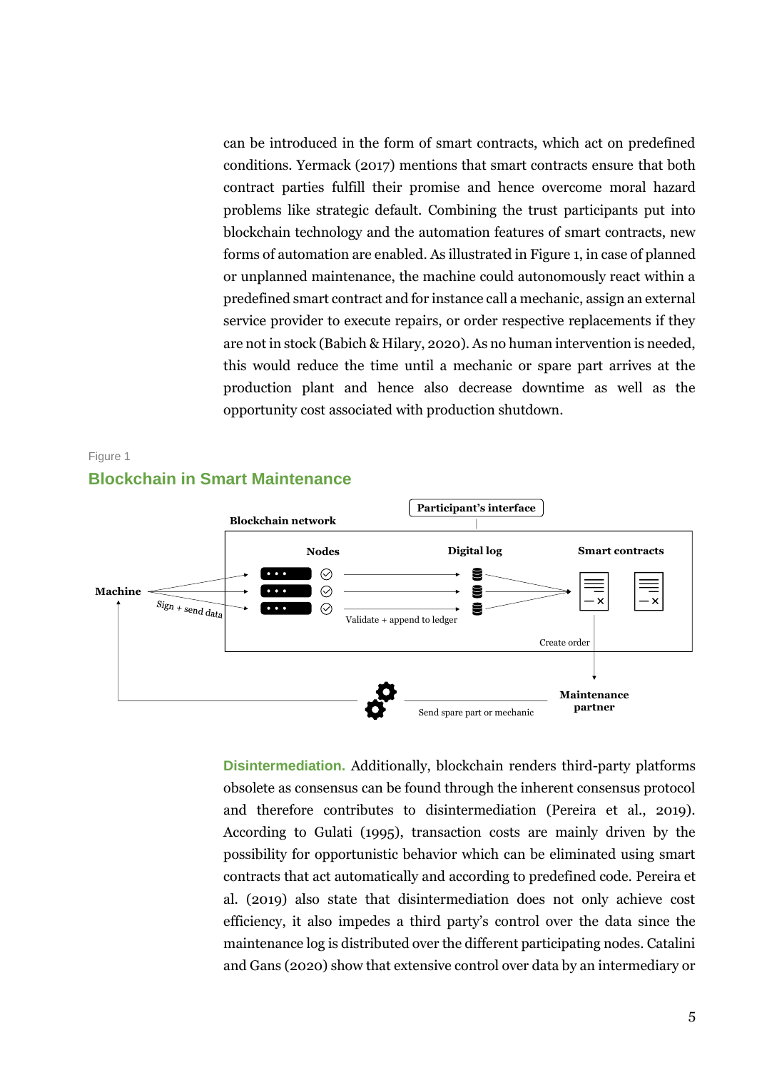can be introduced in the form of smart contracts, which act on predefined conditions. Yermack (2017) mentions that smart contracts ensure that both contract parties fulfill their promise and hence overcome moral hazard problems like strategic default. Combining the trust participants put into blockchain technology and the automation features of smart contracts, new forms of automation are enabled. As illustrated in Figure 1, in case of planned or unplanned maintenance, the machine could autonomously react within a predefined smart contract and for instance call a mechanic, assign an external service provider to execute repairs, or order respective replacements if they are not in stock (Babich & Hilary, 2020). As no human intervention is needed, this would reduce the time until a mechanic or spare part arrives at the production plant and hence also decrease downtime as well as the opportunity cost associated with production shutdown.

Figure 1

## Blockchain in Smart Maintenance

Participant's interface

Blockchain network

Nodes

Digital log

Smart contracts

Machine

Sign + send data

Validate + append to ledger

Create order

Maintenance partner

Send spare part or mechanic

**Disintermediation.** Additionally, blockchain renders third-party platforms obsolete as consensus can be found through the inherent consensus protocol and therefore contributes to disintermediation (Pereira et al., 2019). According to Gulati (1995), transaction costs are mainly driven by the possibility for opportunistic behavior which can be eliminated using smart contracts that act automatically and according to predefined code. Pereira et al. (2019) also state that disintermediation does not only achieve cost efficiency, it also impedes a third party's control over the data since the maintenance log is distributed over the different participating nodes. Catalini and Gans (2020) show that extensive control over data by an intermediary or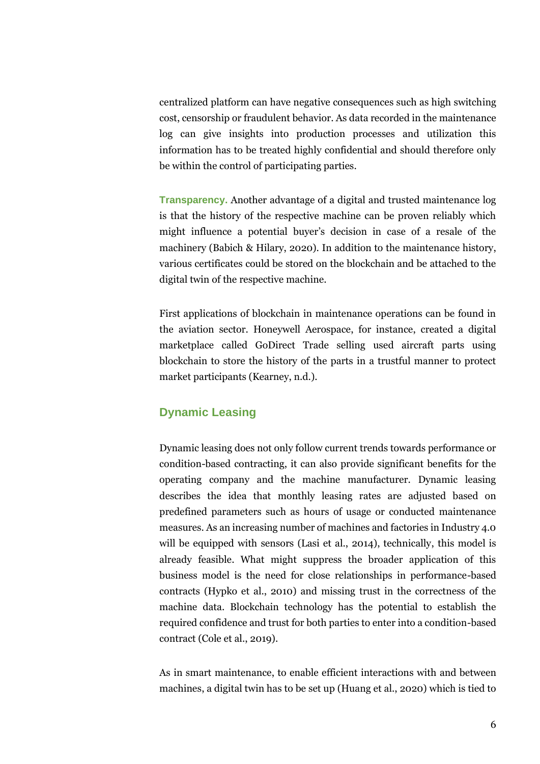centralized platform can have negative consequences such as high switching cost, censorship or fraudulent behavior. As data recorded in the maintenance log can give insights into production processes and utilization this information has to be treated highly confidential and should therefore only be within the control of participating parties.

**Transparency.** Another advantage of a digital and trusted maintenance log is that the history of the respective machine can be proven reliably which might influence a potential buyer's decision in case of a resale of the machinery (Babich & Hilary, 2020). In addition to the maintenance history, various certificates could be stored on the blockchain and be attached to the digital twin of the respective machine.

First applications of blockchain in maintenance operations can be found in the aviation sector. Honeywell Aerospace, for instance, created a digital marketplace called GoDirect Trade selling used aircraft parts using blockchain to store the history of the parts in a trustful manner to protect market participants (Kearney, n.d.).

## Dynamic Leasing

Dynamic leasing does not only follow current trends towards performance or condition-based contracting, it can also provide significant benefits for the operating company and the machine manufacturer. Dynamic leasing describes the idea that monthly leasing rates are adjusted based on predefined parameters such as hours of usage or conducted maintenance measures. As an increasing number of machines and factories in Industry 4.0 will be equipped with sensors (Lasi et al., 2014), technically, this model is already feasible. What might suppress the broader application of this business model is the need for close relationships in performance-based contracts (Hypko et al., 2010) and missing trust in the correctness of the machine data. Blockchain technology has the potential to establish the required confidence and trust for both parties to enter into a condition-based contract (Cole et al., 2019).

As in smart maintenance, to enable efficient interactions with and between machines, a digital twin has to be set up (Huang et al., 2020) which is tied to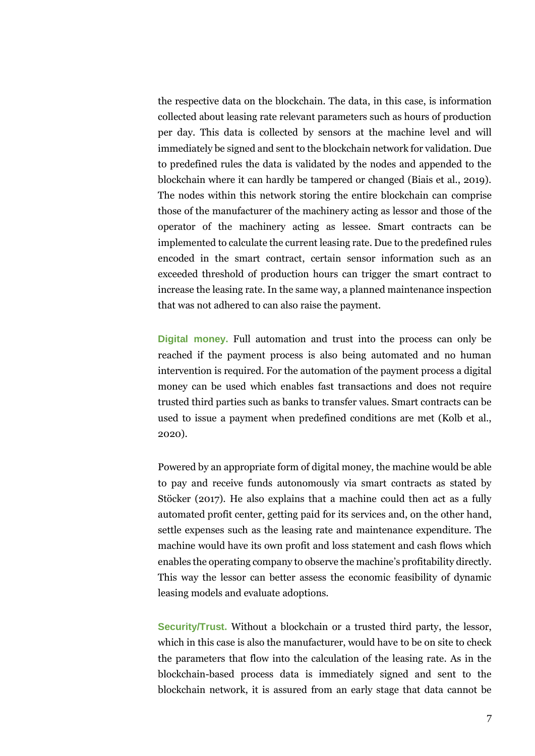the respective data on the blockchain. The data, in this case, is information collected about leasing rate relevant parameters such as hours of production per day. This data is collected by sensors at the machine level and will immediately be signed and sent to the blockchain network for validation. Due to predefined rules the data is validated by the nodes and appended to the blockchain where it can hardly be tampered or changed (Biais et al., 2019). The nodes within this network storing the entire blockchain can comprise those of the manufacturer of the machinery acting as lessor and those of the operator of the machinery acting as lessee. Smart contracts can be implemented to calculate the current leasing rate. Due to the predefined rules encoded in the smart contract, certain sensor information such as an exceeded threshold of production hours can trigger the smart contract to increase the leasing rate. In the same way, a planned maintenance inspection that was not adhered to can also raise the payment.

**Digital money.** Full automation and trust into the process can only be reached if the payment process is also being automated and no human intervention is required. For the automation of the payment process a digital money can be used which enables fast transactions and does not require trusted third parties such as banks to transfer values. Smart contracts can be used to issue a payment when predefined conditions are met (Kolb et al., 2020).

Powered by an appropriate form of digital money, the machine would be able to pay and receive funds autonomously via smart contracts as stated by Stöcker (2017). He also explains that a machine could then act as a fully automated profit center, getting paid for its services and, on the other hand, settle expenses such as the leasing rate and maintenance expenditure. The machine would have its own profit and loss statement and cash flows which enables the operating company to observe the machine's profitability directly. This way the lessor can better assess the economic feasibility of dynamic leasing models and evaluate adoptions.

**Security/Trust.** Without a blockchain or a trusted third party, the lessor, which in this case is also the manufacturer, would have to be on site to check the parameters that flow into the calculation of the leasing rate. As in the blockchain-based process data is immediately signed and sent to the blockchain network, it is assured from an early stage that data cannot be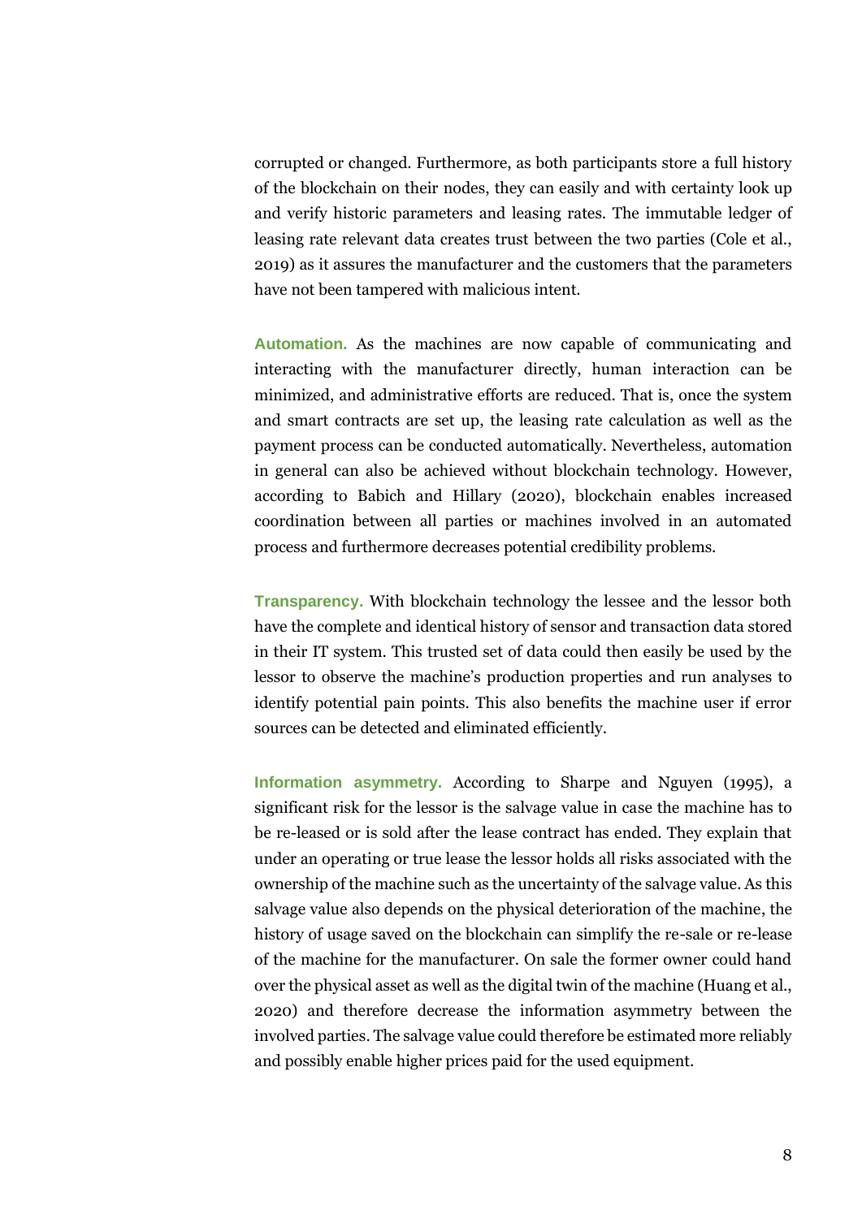corrupted or changed. Furthermore, as both participants store a full history of the blockchain on their nodes, they can easily and with certainty look up and verify historic parameters and leasing rates. The immutable ledger of leasing rate relevant data creates trust between the two parties (Cole et al., 2019) as it assures the manufacturer and the customers that the parameters have not been tampered with malicious intent.

**Automation.** As the machines are now capable of communicating and interacting with the manufacturer directly, human interaction can be minimized, and administrative efforts are reduced. That is, once the system and smart contracts are set up, the leasing rate calculation as well as the payment process can be conducted automatically. Nevertheless, automation in general can also be achieved without blockchain technology. However, according to Babich and Hillary (2020), blockchain enables increased coordination between all parties or machines involved in an automated process and furthermore decreases potential credibility problems.

**Transparency.** With blockchain technology the lessee and the lessor both have the complete and identical history of sensor and transaction data stored in their IT system. This trusted set of data could then easily be used by the lessor to observe the machine's production properties and run analyses to identify potential pain points. This also benefits the machine user if error sources can be detected and eliminated efficiently.

**Information asymmetry.** According to Sharpe and Nguyen (1995), a significant risk for the lessor is the salvage value in case the machine has to be re-leased or is sold after the lease contract has ended. They explain that under an operating or true lease the lessor holds all risks associated with the ownership of the machine such as the uncertainty of the salvage value. As this salvage value also depends on the physical deterioration of the machine, the history of usage saved on the blockchain can simplify the re-sale or re-lease of the machine for the manufacturer. On sale the former owner could hand over the physical asset as well as the digital twin of the machine (Huang et al., 2020) and therefore decrease the information asymmetry between the involved parties. The salvage value could therefore be estimated more reliably and possibly enable higher prices paid for the used equipment.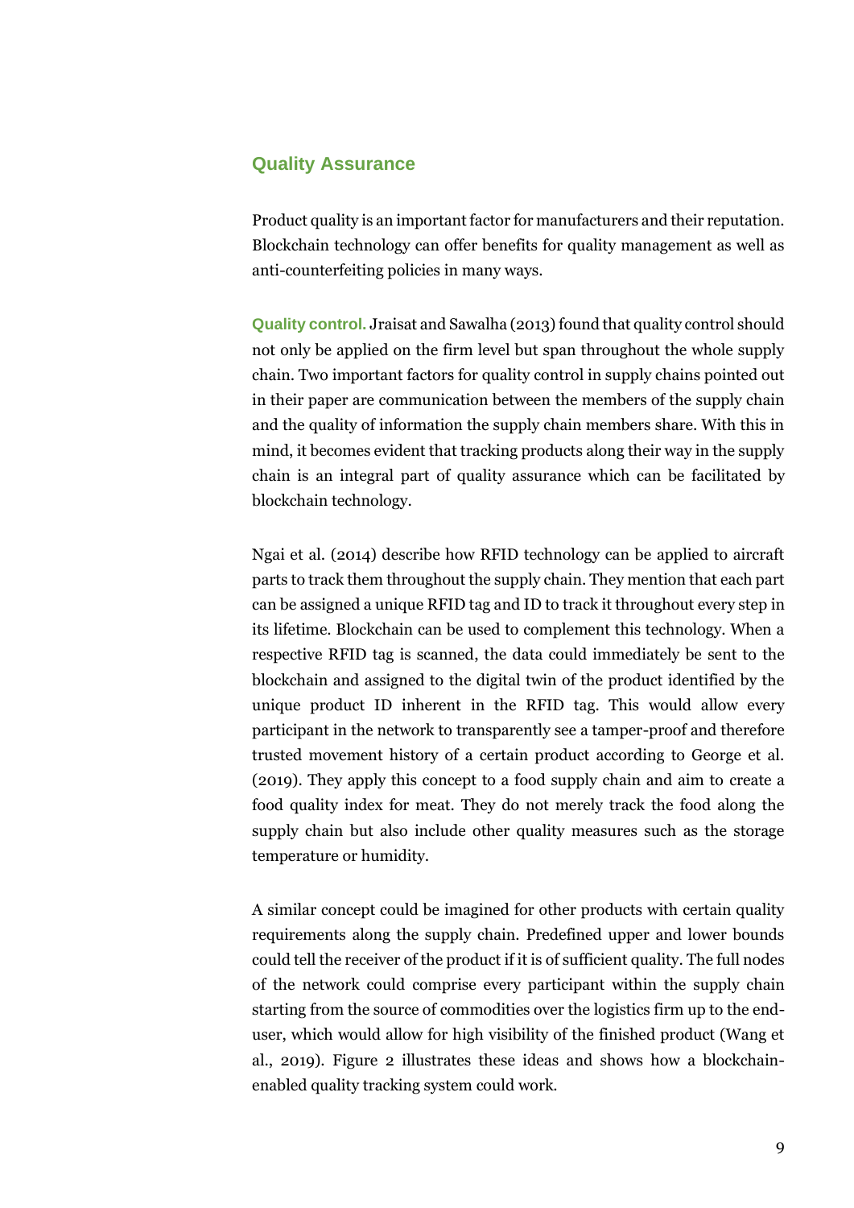## Quality Assurance

Product quality is an important factor for manufacturers and their reputation. Blockchain technology can offer benefits for quality management as well as anti-counterfeiting policies in many ways.

**Quality control.** Jraisat and Sawalha (2013) found that quality control should not only be applied on the firm level but span throughout the whole supply chain. Two important factors for quality control in supply chains pointed out in their paper are communication between the members of the supply chain and the quality of information the supply chain members share. With this in mind, it becomes evident that tracking products along their way in the supply chain is an integral part of quality assurance which can be facilitated by blockchain technology.

Ngai et al. (2014) describe how RFID technology can be applied to aircraft parts to track them throughout the supply chain. They mention that each part can be assigned a unique RFID tag and ID to track it throughout every step in its lifetime. Blockchain can be used to complement this technology. When a respective RFID tag is scanned, the data could immediately be sent to the blockchain and assigned to the digital twin of the product identified by the unique product ID inherent in the RFID tag. This would allow every participant in the network to transparently see a tamper-proof and therefore trusted movement history of a certain product according to George et al. (2019). They apply this concept to a food supply chain and aim to create a food quality index for meat. They do not merely track the food along the supply chain but also include other quality measures such as the storage temperature or humidity.

A similar concept could be imagined for other products with certain quality requirements along the supply chain. Predefined upper and lower bounds could tell the receiver of the product if it is of sufficient quality. The full nodes of the network could comprise every participant within the supply chain starting from the source of commodities over the logistics firm up to the end-user, which would allow for high visibility of the finished product (Wang et al., 2019). Figure 2 illustrates these ideas and shows how a blockchain-enabled quality tracking system could work.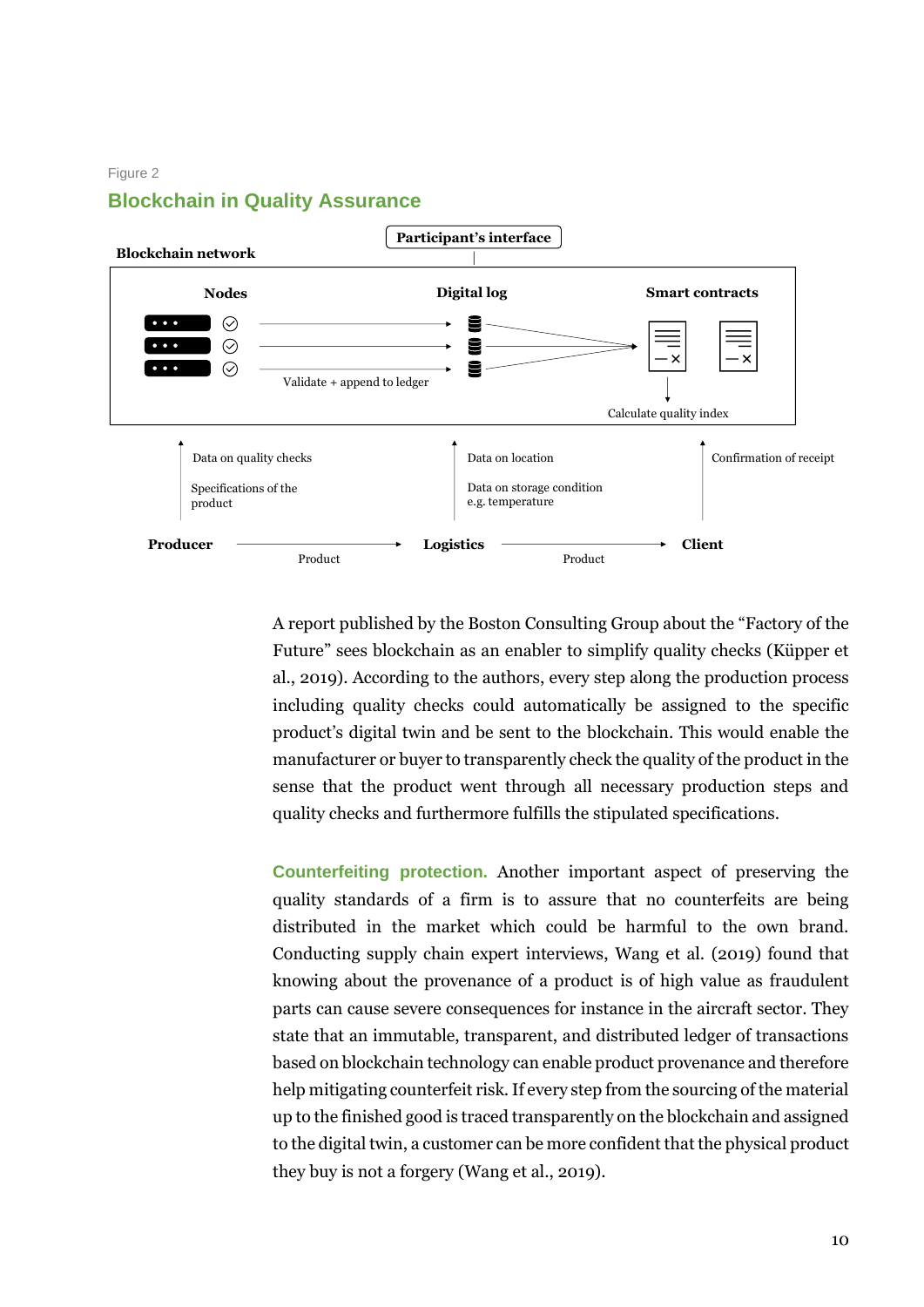Figure 2

## Blockchain in Quality Assurance

Participant's interface

Blockchain network

Nodes | Digital log | Smart contracts

Validate + append to ledger

Calculate quality index

Data on quality checks

Specifications of the product

Data on location

Data on storage condition e.g. temperature

Confirmation of receipt

Producer → Product → Logistics → Product → Client

A report published by the Boston Consulting Group about the "Factory of the Future" sees blockchain as an enabler to simplify quality checks (Küpper et al., 2019). According to the authors, every step along the production process including quality checks could automatically be assigned to the specific product's digital twin and be sent to the blockchain. This would enable the manufacturer or buyer to transparently check the quality of the product in the sense that the product went through all necessary production steps and quality checks and furthermore fulfills the stipulated specifications.

**Counterfeiting protection.** Another important aspect of preserving the quality standards of a firm is to assure that no counterfeits are being distributed in the market which could be harmful to the own brand. Conducting supply chain expert interviews, Wang et al. (2019) found that knowing about the provenance of a product is of high value as fraudulent parts can cause severe consequences for instance in the aircraft sector. They state that an immutable, transparent, and distributed ledger of transactions based on blockchain technology can enable product provenance and therefore help mitigating counterfeit risk. If every step from the sourcing of the material up to the finished good is traced transparently on the blockchain and assigned to the digital twin, a customer can be more confident that the physical product they buy is not a forgery (Wang et al., 2019).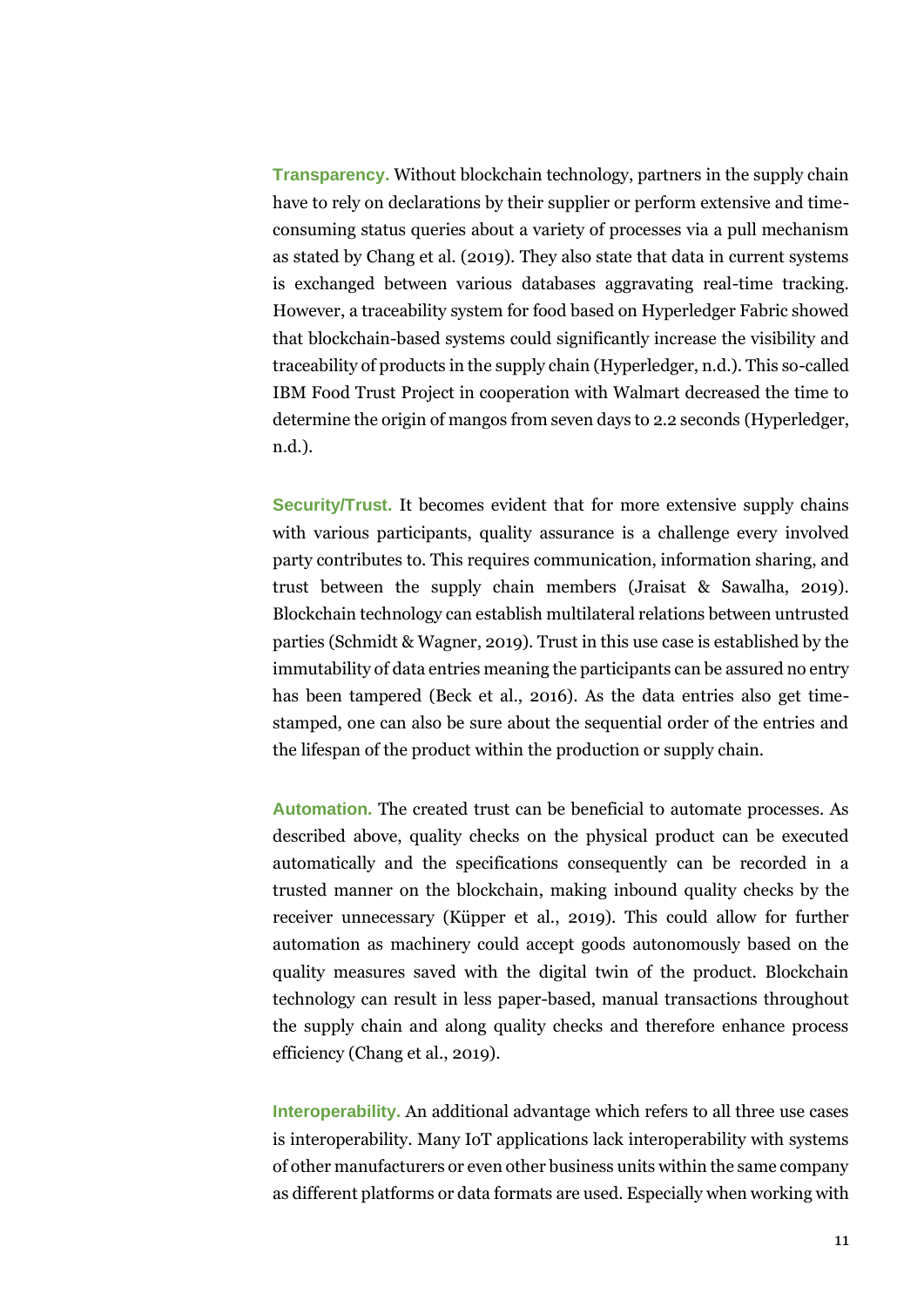**Transparency.** Without blockchain technology, partners in the supply chain have to rely on declarations by their supplier or perform extensive and time-consuming status queries about a variety of processes via a pull mechanism as stated by Chang et al. (2019). They also state that data in current systems is exchanged between various databases aggravating real-time tracking. However, a traceability system for food based on Hyperledger Fabric showed that blockchain-based systems could significantly increase the visibility and traceability of products in the supply chain (Hyperledger, n.d.). This so-called IBM Food Trust Project in cooperation with Walmart decreased the time to determine the origin of mangos from seven days to 2.2 seconds (Hyperledger, n.d.).

**Security/Trust.** It becomes evident that for more extensive supply chains with various participants, quality assurance is a challenge every involved party contributes to. This requires communication, information sharing, and trust between the supply chain members (Jraisat & Sawalha, 2019). Blockchain technology can establish multilateral relations between untrusted parties (Schmidt & Wagner, 2019). Trust in this use case is established by the immutability of data entries meaning the participants can be assured no entry has been tampered (Beck et al., 2016). As the data entries also get time-stamped, one can also be sure about the sequential order of the entries and the lifespan of the product within the production or supply chain.

**Automation.** The created trust can be beneficial to automate processes. As described above, quality checks on the physical product can be executed automatically and the specifications consequently can be recorded in a trusted manner on the blockchain, making inbound quality checks by the receiver unnecessary (Küpper et al., 2019). This could allow for further automation as machinery could accept goods autonomously based on the quality measures saved with the digital twin of the product. Blockchain technology can result in less paper-based, manual transactions throughout the supply chain and along quality checks and therefore enhance process efficiency (Chang et al., 2019).

**Interoperability.** An additional advantage which refers to all three use cases is interoperability. Many IoT applications lack interoperability with systems of other manufacturers or even other business units within the same company as different platforms or data formats are used. Especially when working with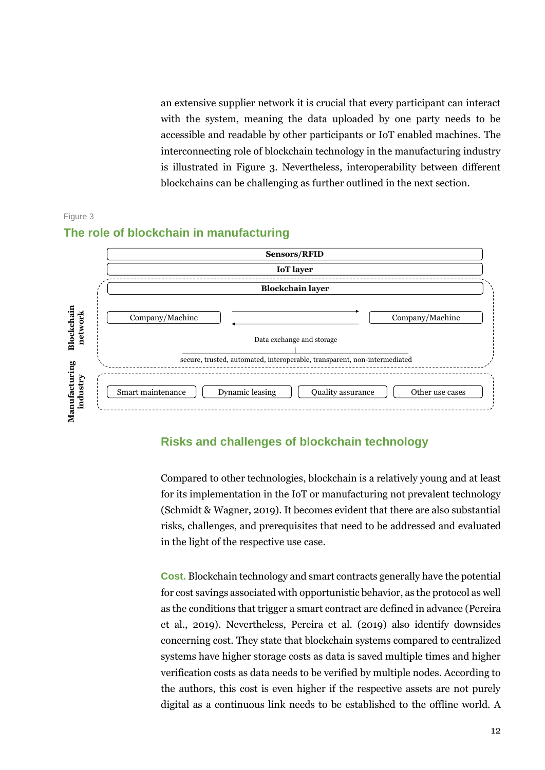an extensive supplier network it is crucial that every participant can interact with the system, meaning the data uploaded by one party needs to be accessible and readable by other participants or IoT enabled machines. The interconnecting role of blockchain technology in the manufacturing industry is illustrated in Figure 3. Nevertheless, interoperability between different blockchains can be challenging as further outlined in the next section.

Figure 3

### The role of blockchain in manufacturing

**Sensors/RFID**

**IoT layer**

**Blockchain network**

**Blockchain layer**

Company/Machine ⇄ Company/Machine

Data exchange and storage

secure, trusted, automated, interoperable, transparent, non-intermediated

**Manufacturing industry**

Smart maintenance | Dynamic leasing | Quality assurance | Other use cases

## Risks and challenges of blockchain technology

Compared to other technologies, blockchain is a relatively young and at least for its implementation in the IoT or manufacturing not prevalent technology (Schmidt & Wagner, 2019). It becomes evident that there are also substantial risks, challenges, and prerequisites that need to be addressed and evaluated in the light of the respective use case.

**Cost.** Blockchain technology and smart contracts generally have the potential for cost savings associated with opportunistic behavior, as the protocol as well as the conditions that trigger a smart contract are defined in advance (Pereira et al., 2019). Nevertheless, Pereira et al. (2019) also identify downsides concerning cost. They state that blockchain systems compared to centralized systems have higher storage costs as data is saved multiple times and higher verification costs as data needs to be verified by multiple nodes. According to the authors, this cost is even higher if the respective assets are not purely digital as a continuous link needs to be established to the offline world. A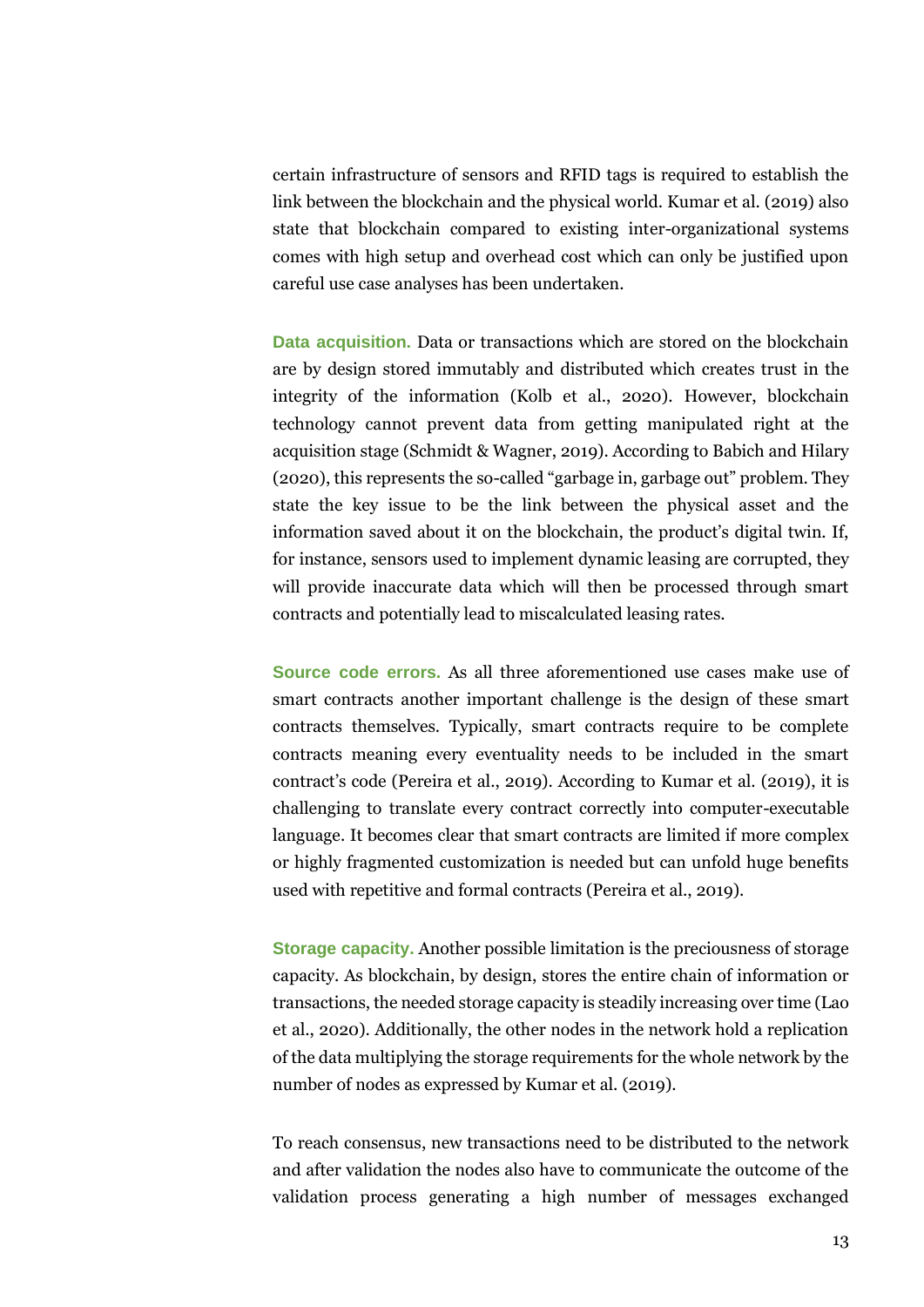certain infrastructure of sensors and RFID tags is required to establish the link between the blockchain and the physical world. Kumar et al. (2019) also state that blockchain compared to existing inter-organizational systems comes with high setup and overhead cost which can only be justified upon careful use case analyses has been undertaken.

**Data acquisition.** Data or transactions which are stored on the blockchain are by design stored immutably and distributed which creates trust in the integrity of the information (Kolb et al., 2020). However, blockchain technology cannot prevent data from getting manipulated right at the acquisition stage (Schmidt & Wagner, 2019). According to Babich and Hilary (2020), this represents the so-called "garbage in, garbage out" problem. They state the key issue to be the link between the physical asset and the information saved about it on the blockchain, the product's digital twin. If, for instance, sensors used to implement dynamic leasing are corrupted, they will provide inaccurate data which will then be processed through smart contracts and potentially lead to miscalculated leasing rates.

**Source code errors.** As all three aforementioned use cases make use of smart contracts another important challenge is the design of these smart contracts themselves. Typically, smart contracts require to be complete contracts meaning every eventuality needs to be included in the smart contract's code (Pereira et al., 2019). According to Kumar et al. (2019), it is challenging to translate every contract correctly into computer-executable language. It becomes clear that smart contracts are limited if more complex or highly fragmented customization is needed but can unfold huge benefits used with repetitive and formal contracts (Pereira et al., 2019).

**Storage capacity.** Another possible limitation is the preciousness of storage capacity. As blockchain, by design, stores the entire chain of information or transactions, the needed storage capacity is steadily increasing over time (Lao et al., 2020). Additionally, the other nodes in the network hold a replication of the data multiplying the storage requirements for the whole network by the number of nodes as expressed by Kumar et al. (2019).

To reach consensus, new transactions need to be distributed to the network and after validation the nodes also have to communicate the outcome of the validation process generating a high number of messages exchanged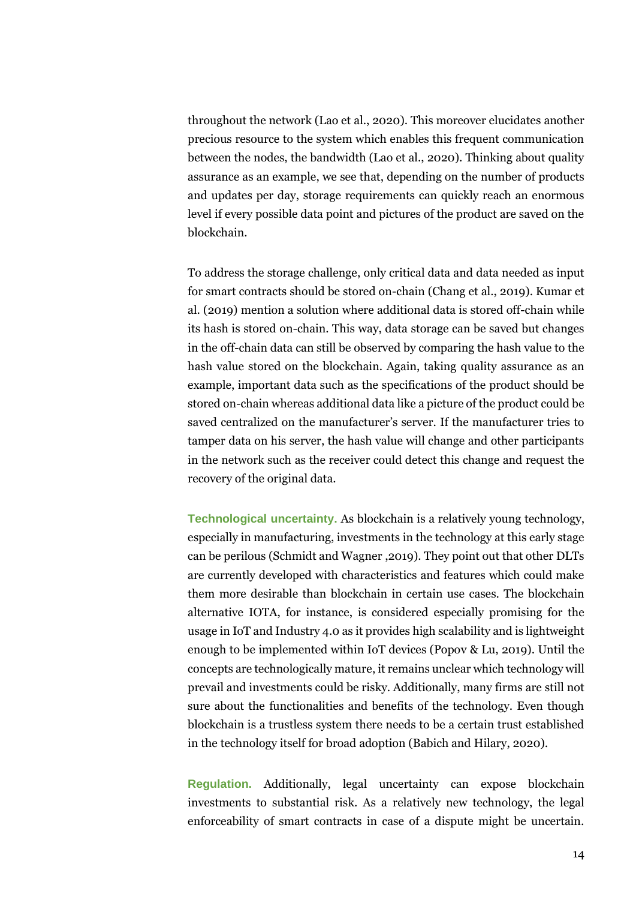throughout the network (Lao et al., 2020). This moreover elucidates another precious resource to the system which enables this frequent communication between the nodes, the bandwidth (Lao et al., 2020). Thinking about quality assurance as an example, we see that, depending on the number of products and updates per day, storage requirements can quickly reach an enormous level if every possible data point and pictures of the product are saved on the blockchain.

To address the storage challenge, only critical data and data needed as input for smart contracts should be stored on-chain (Chang et al., 2019). Kumar et al. (2019) mention a solution where additional data is stored off-chain while its hash is stored on-chain. This way, data storage can be saved but changes in the off-chain data can still be observed by comparing the hash value to the hash value stored on the blockchain. Again, taking quality assurance as an example, important data such as the specifications of the product should be stored on-chain whereas additional data like a picture of the product could be saved centralized on the manufacturer's server. If the manufacturer tries to tamper data on his server, the hash value will change and other participants in the network such as the receiver could detect this change and request the recovery of the original data.

**Technological uncertainty.** As blockchain is a relatively young technology, especially in manufacturing, investments in the technology at this early stage can be perilous (Schmidt and Wagner ,2019). They point out that other DLTs are currently developed with characteristics and features which could make them more desirable than blockchain in certain use cases. The blockchain alternative IOTA, for instance, is considered especially promising for the usage in IoT and Industry 4.0 as it provides high scalability and is lightweight enough to be implemented within IoT devices (Popov & Lu, 2019). Until the concepts are technologically mature, it remains unclear which technology will prevail and investments could be risky. Additionally, many firms are still not sure about the functionalities and benefits of the technology. Even though blockchain is a trustless system there needs to be a certain trust established in the technology itself for broad adoption (Babich and Hilary, 2020).

**Regulation.** Additionally, legal uncertainty can expose blockchain investments to substantial risk. As a relatively new technology, the legal enforceability of smart contracts in case of a dispute might be uncertain.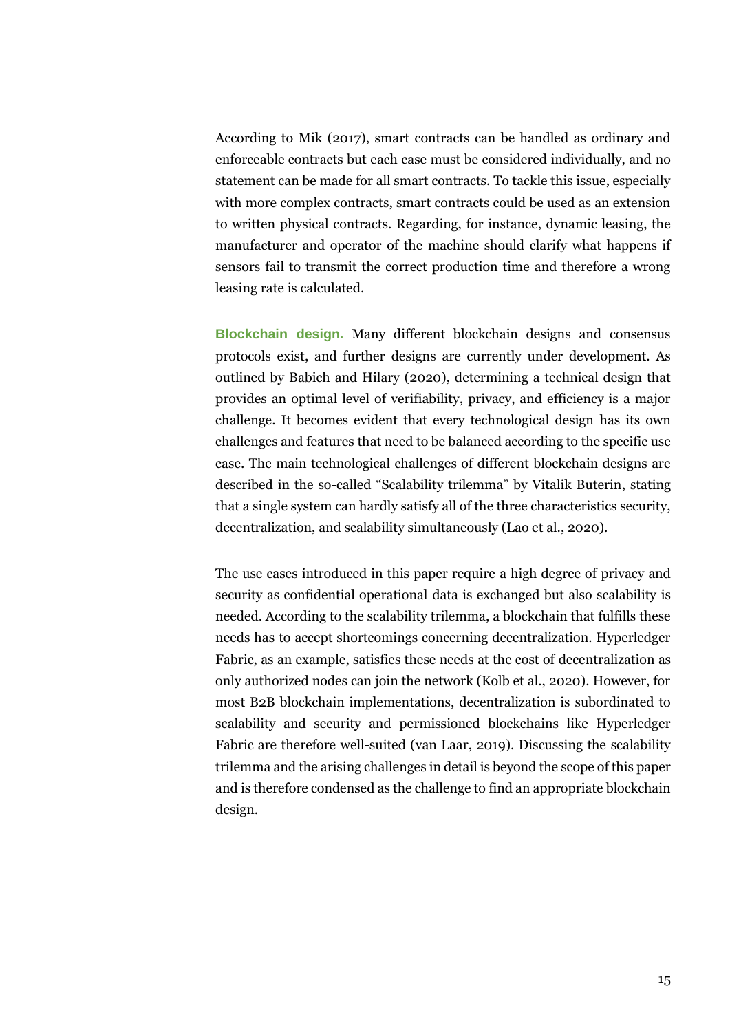According to Mik (2017), smart contracts can be handled as ordinary and enforceable contracts but each case must be considered individually, and no statement can be made for all smart contracts. To tackle this issue, especially with more complex contracts, smart contracts could be used as an extension to written physical contracts. Regarding, for instance, dynamic leasing, the manufacturer and operator of the machine should clarify what happens if sensors fail to transmit the correct production time and therefore a wrong leasing rate is calculated.

**Blockchain design.** Many different blockchain designs and consensus protocols exist, and further designs are currently under development. As outlined by Babich and Hilary (2020), determining a technical design that provides an optimal level of verifiability, privacy, and efficiency is a major challenge. It becomes evident that every technological design has its own challenges and features that need to be balanced according to the specific use case. The main technological challenges of different blockchain designs are described in the so-called "Scalability trilemma" by Vitalik Buterin, stating that a single system can hardly satisfy all of the three characteristics security, decentralization, and scalability simultaneously (Lao et al., 2020).

The use cases introduced in this paper require a high degree of privacy and security as confidential operational data is exchanged but also scalability is needed. According to the scalability trilemma, a blockchain that fulfills these needs has to accept shortcomings concerning decentralization. Hyperledger Fabric, as an example, satisfies these needs at the cost of decentralization as only authorized nodes can join the network (Kolb et al., 2020). However, for most B2B blockchain implementations, decentralization is subordinated to scalability and security and permissioned blockchains like Hyperledger Fabric are therefore well-suited (van Laar, 2019). Discussing the scalability trilemma and the arising challenges in detail is beyond the scope of this paper and is therefore condensed as the challenge to find an appropriate blockchain design.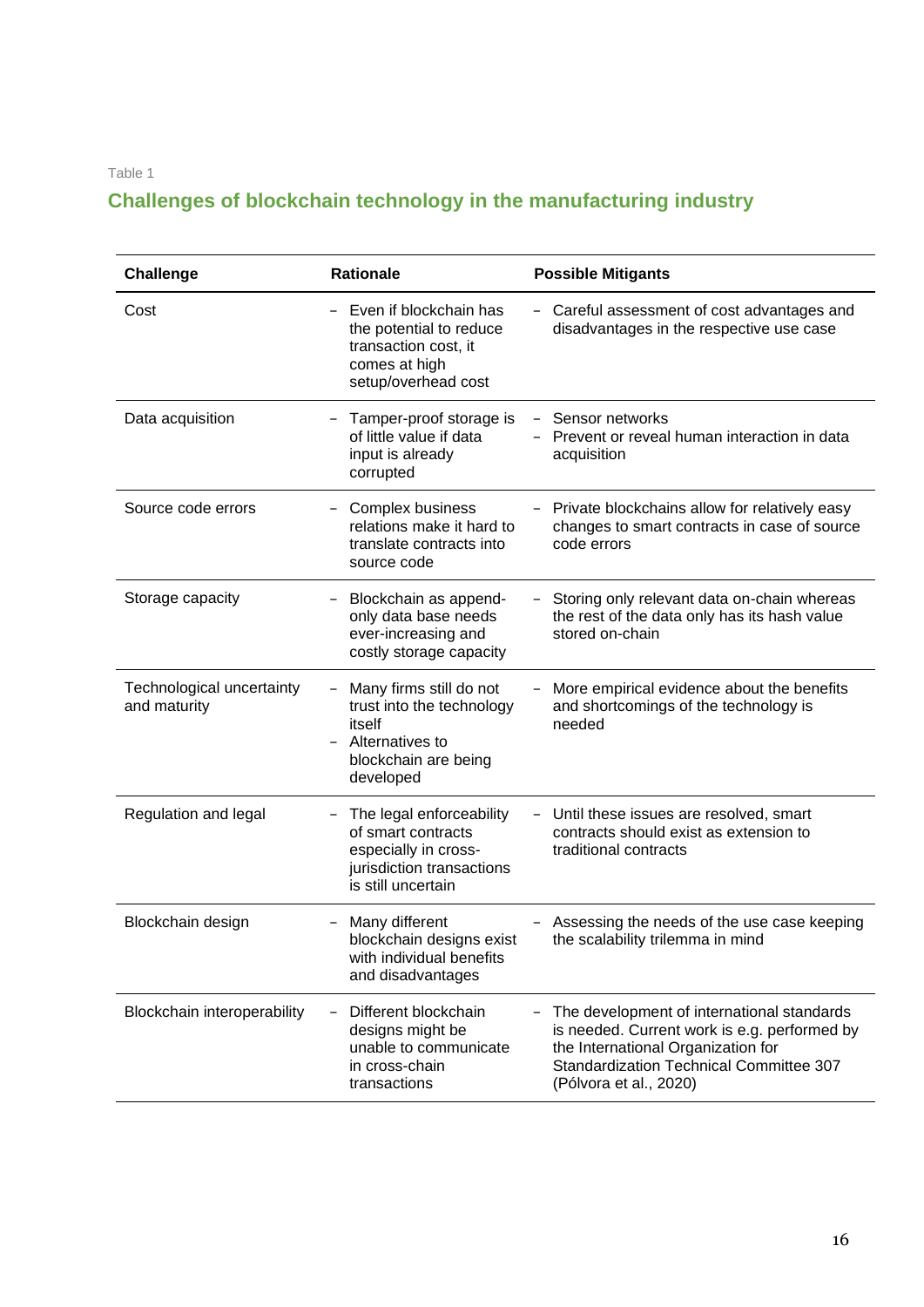Table 1

## Challenges of blockchain technology in the manufacturing industry

| Challenge | Rationale | Possible Mitigants |
|---|---|---|
| Cost | – Even if blockchain has the potential to reduce transaction cost, it comes at high setup/overhead cost | – Careful assessment of cost advantages and disadvantages in the respective use case |
| Data acquisition | – Tamper-proof storage is of little value if data input is already corrupted | – Sensor networks<br>– Prevent or reveal human interaction in data acquisition |
| Source code errors | – Complex business relations make it hard to translate contracts into source code | – Private blockchains allow for relatively easy changes to smart contracts in case of source code errors |
| Storage capacity | – Blockchain as append-only data base needs ever-increasing and costly storage capacity | – Storing only relevant data on-chain whereas the rest of the data only has its hash value stored on-chain |
| Technological uncertainty and maturity | – Many firms still do not trust into the technology itself<br>– Alternatives to blockchain are being developed | – More empirical evidence about the benefits and shortcomings of the technology is needed |
| Regulation and legal | – The legal enforceability of smart contracts especially in cross-jurisdiction transactions is still uncertain | – Until these issues are resolved, smart contracts should exist as extension to traditional contracts |
| Blockchain design | – Many different blockchain designs exist with individual benefits and disadvantages | – Assessing the needs of the use case keeping the scalability trilemma in mind |
| Blockchain interoperability | – Different blockchain designs might be unable to communicate in cross-chain transactions | – The development of international standards is needed. Current work is e.g. performed by the International Organization for Standardization Technical Committee 307 (Pólvora et al., 2020) |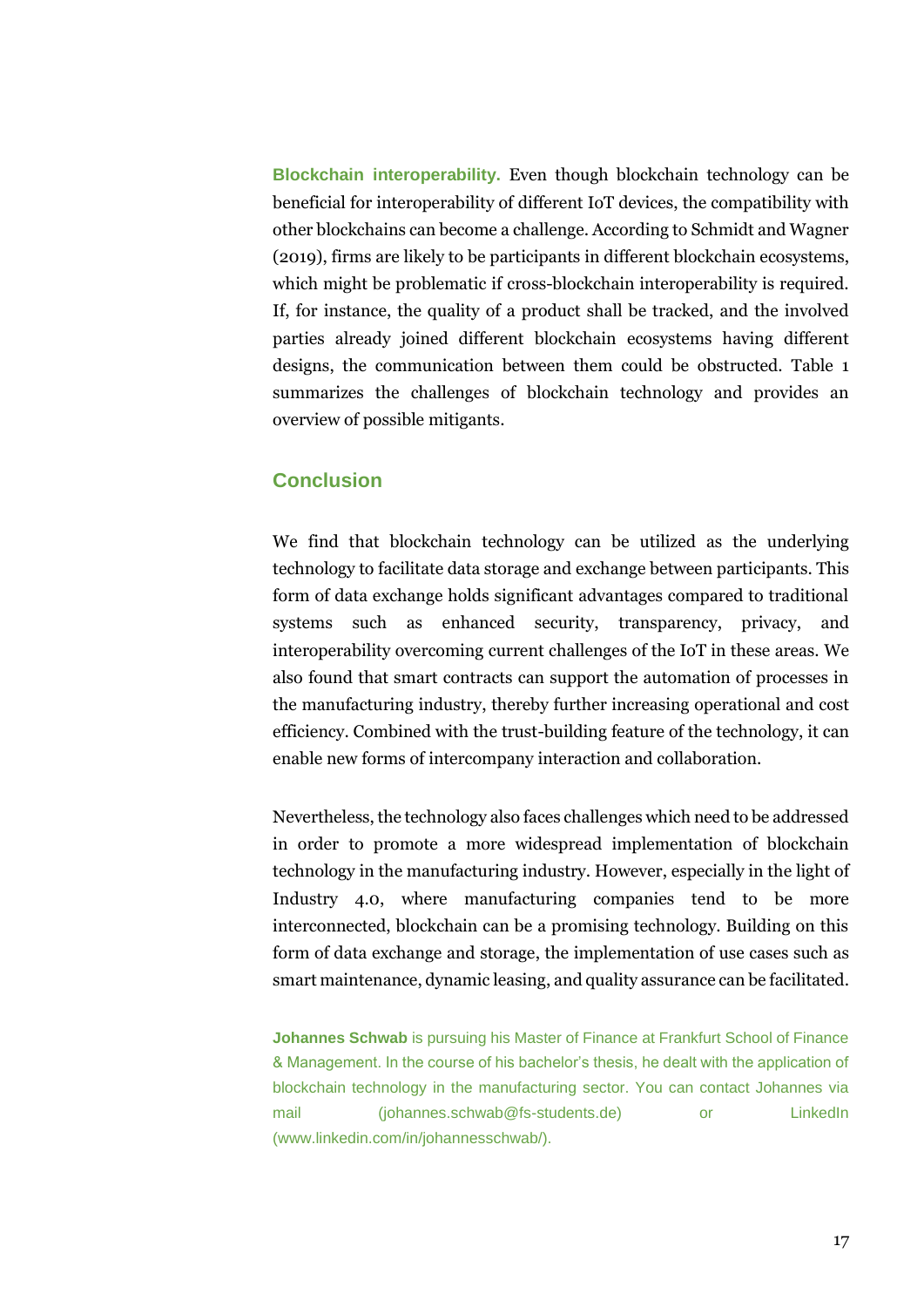**Blockchain interoperability.** Even though blockchain technology can be beneficial for interoperability of different IoT devices, the compatibility with other blockchains can become a challenge. According to Schmidt and Wagner (2019), firms are likely to be participants in different blockchain ecosystems, which might be problematic if cross-blockchain interoperability is required. If, for instance, the quality of a product shall be tracked, and the involved parties already joined different blockchain ecosystems having different designs, the communication between them could be obstructed. Table 1 summarizes the challenges of blockchain technology and provides an overview of possible mitigants.

## Conclusion

We find that blockchain technology can be utilized as the underlying technology to facilitate data storage and exchange between participants. This form of data exchange holds significant advantages compared to traditional systems such as enhanced security, transparency, privacy, and interoperability overcoming current challenges of the IoT in these areas. We also found that smart contracts can support the automation of processes in the manufacturing industry, thereby further increasing operational and cost efficiency. Combined with the trust-building feature of the technology, it can enable new forms of intercompany interaction and collaboration.

Nevertheless, the technology also faces challenges which need to be addressed in order to promote a more widespread implementation of blockchain technology in the manufacturing industry. However, especially in the light of Industry 4.0, where manufacturing companies tend to be more interconnected, blockchain can be a promising technology. Building on this form of data exchange and storage, the implementation of use cases such as smart maintenance, dynamic leasing, and quality assurance can be facilitated.

**Johannes Schwab** is pursuing his Master of Finance at Frankfurt School of Finance & Management. In the course of his bachelor's thesis, he dealt with the application of blockchain technology in the manufacturing sector. You can contact Johannes via mail (johannes.schwab@fs-students.de) or LinkedIn (www.linkedin.com/in/johannesschwab/).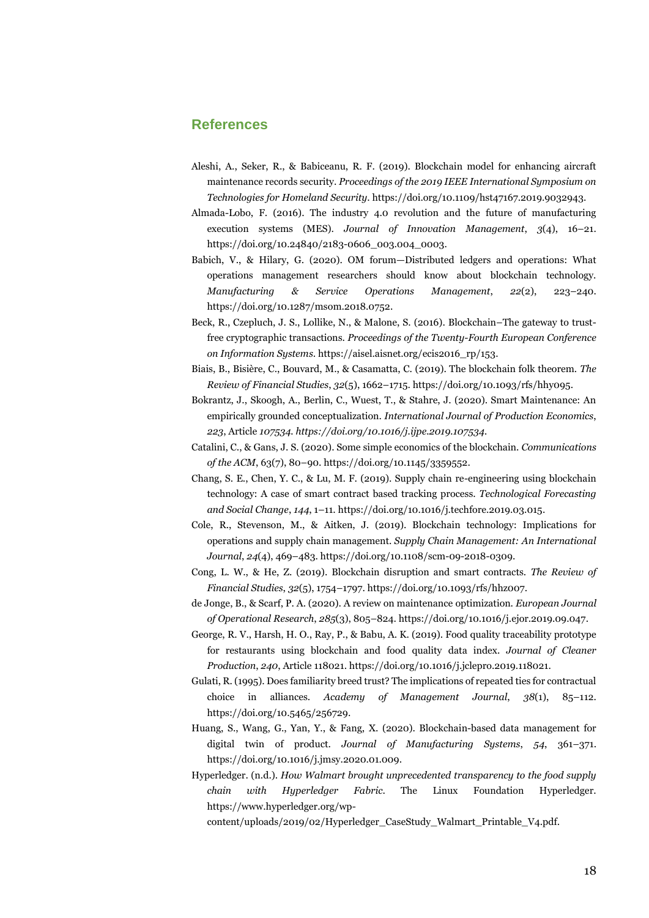## References

Aleshi, A., Seker, R., & Babiceanu, R. F. (2019). Blockchain model for enhancing aircraft maintenance records security. *Proceedings of the 2019 IEEE International Symposium on Technologies for Homeland Security*. https://doi.org/10.1109/hst47167.2019.9032943.

Almada-Lobo, F. (2016). The industry 4.0 revolution and the future of manufacturing execution systems (MES). *Journal of Innovation Management*, *3*(4), 16–21. https://doi.org/10.24840/2183-0606_003.004_0003.

Babich, V., & Hilary, G. (2020). OM forum—Distributed ledgers and operations: What operations management researchers should know about blockchain technology. *Manufacturing & Service Operations Management*, *22*(2), 223–240. https://doi.org/10.1287/msom.2018.0752.

Beck, R., Czepluch, J. S., Lollike, N., & Malone, S. (2016). Blockchain–The gateway to trust-free cryptographic transactions. *Proceedings of the Twenty-Fourth European Conference on Information Systems*. https://aisel.aisnet.org/ecis2016_rp/153.

Biais, B., Bisière, C., Bouvard, M., & Casamatta, C. (2019). The blockchain folk theorem. *The Review of Financial Studies*, *32*(5), 1662–1715. https://doi.org/10.1093/rfs/hhy095.

Bokrantz, J., Skoogh, A., Berlin, C., Wuest, T., & Stahre, J. (2020). Smart Maintenance: An empirically grounded conceptualization. *International Journal of Production Economics*, *223*, Article *107534. https://doi.org/10.1016/j.ijpe.2019.107534*.

Catalini, C., & Gans, J. S. (2020). Some simple economics of the blockchain. *Communications of the ACM*, 63(7), 80–90. https://doi.org/10.1145/3359552.

Chang, S. E., Chen, Y. C., & Lu, M. F. (2019). Supply chain re-engineering using blockchain technology: A case of smart contract based tracking process. *Technological Forecasting and Social Change*, *144*, 1–11. https://doi.org/10.1016/j.techfore.2019.03.015.

Cole, R., Stevenson, M., & Aitken, J. (2019). Blockchain technology: Implications for operations and supply chain management. *Supply Chain Management: An International Journal*, *24*(4), 469–483. https://doi.org/10.1108/scm-09-2018-0309.

Cong, L. W., & He, Z. (2019). Blockchain disruption and smart contracts. *The Review of Financial Studies*, *32*(5), 1754–1797. https://doi.org/10.1093/rfs/hhz007.

de Jonge, B., & Scarf, P. A. (2020). A review on maintenance optimization. *European Journal of Operational Research*, *285*(3), 805–824. https://doi.org/10.1016/j.ejor.2019.09.047.

George, R. V., Harsh, H. O., Ray, P., & Babu, A. K. (2019). Food quality traceability prototype for restaurants using blockchain and food quality data index. *Journal of Cleaner Production*, *240*, Article 118021. https://doi.org/10.1016/j.jclepro.2019.118021.

Gulati, R. (1995). Does familiarity breed trust? The implications of repeated ties for contractual choice in alliances. *Academy of Management Journal*, *38*(1), 85–112. https://doi.org/10.5465/256729.

Huang, S., Wang, G., Yan, Y., & Fang, X. (2020). Blockchain-based data management for digital twin of product. *Journal of Manufacturing Systems*, *54*, 361–371. https://doi.org/10.1016/j.jmsy.2020.01.009.

Hyperledger. (n.d.). *How Walmart brought unprecedented transparency to the food supply chain with Hyperledger Fabric*. The Linux Foundation Hyperledger. https://www.hyperledger.org/wp-content/uploads/2019/02/Hyperledger_CaseStudy_Walmart_Printable_V4.pdf.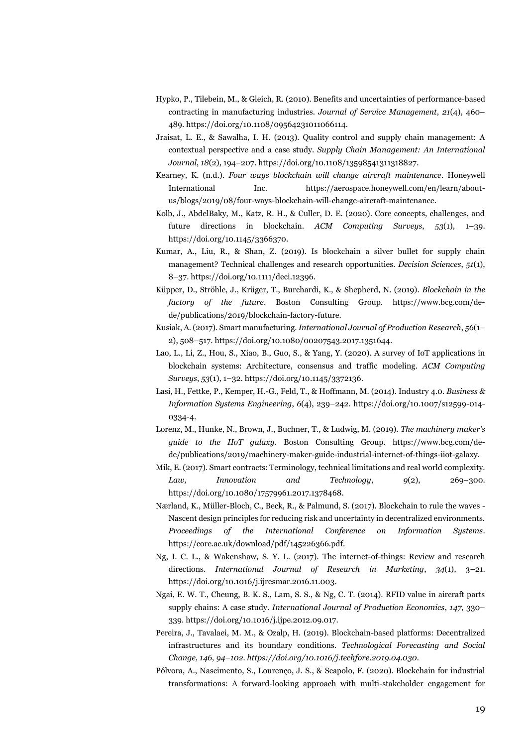Hypko, P., Tilebein, M., & Gleich, R. (2010). Benefits and uncertainties of performance-based contracting in manufacturing industries. *Journal of Service Management*, *21*(4), 460–489. https://doi.org/10.1108/09564231011066114.

Jraisat, L. E., & Sawalha, I. H. (2013). Quality control and supply chain management: A contextual perspective and a case study. *Supply Chain Management: An International Journal*, *18*(2), 194–207. https://doi.org/10.1108/13598541311318827.

Kearney, K. (n.d.). *Four ways blockchain will change aircraft maintenance*. Honeywell International Inc. https://aerospace.honeywell.com/en/learn/about-us/blogs/2019/08/four-ways-blockchain-will-change-aircraft-maintenance.

Kolb, J., AbdelBaky, M., Katz, R. H., & Culler, D. E. (2020). Core concepts, challenges, and future directions in blockchain. *ACM Computing Surveys*, *53*(1), 1–39. https://doi.org/10.1145/3366370.

Kumar, A., Liu, R., & Shan, Z. (2019). Is blockchain a silver bullet for supply chain management? Technical challenges and research opportunities. *Decision Sciences*, *51*(1), 8–37. https://doi.org/10.1111/deci.12396.

Küpper, D., Ströhle, J., Krüger, T., Burchardi, K., & Shepherd, N. (2019). *Blockchain in the factory of the future*. Boston Consulting Group. https://www.bcg.com/de-de/publications/2019/blockchain-factory-future.

Kusiak, A. (2017). Smart manufacturing. *International Journal of Production Research*, *56*(1–2), 508–517. https://doi.org/10.1080/00207543.2017.1351644.

Lao, L., Li, Z., Hou, S., Xiao, B., Guo, S., & Yang, Y. (2020). A survey of IoT applications in blockchain systems: Architecture, consensus and traffic modeling. *ACM Computing Surveys*, *53*(1), 1–32. https://doi.org/10.1145/3372136.

Lasi, H., Fettke, P., Kemper, H.-G., Feld, T., & Hoffmann, M. (2014). Industry 4.0. *Business & Information Systems Engineering*, *6*(4), 239–242. https://doi.org/10.1007/s12599-014-0334-4.

Lorenz, M., Hunke, N., Brown, J., Buchner, T., & Ludwig, M. (2019). *The machinery maker's guide to the IIoT galaxy*. Boston Consulting Group. https://www.bcg.com/de-de/publications/2019/machinery-maker-guide-industrial-internet-of-things-iiot-galaxy.

Mik, E. (2017). Smart contracts: Terminology, technical limitations and real world complexity. *Law, Innovation and Technology*, *9*(2), 269–300. https://doi.org/10.1080/17579961.2017.1378468.

Nærland, K., Müller-Bloch, C., Beck, R., & Palmund, S. (2017). Blockchain to rule the waves - Nascent design principles for reducing risk and uncertainty in decentralized environments. *Proceedings of the International Conference on Information Systems*. https://core.ac.uk/download/pdf/145226366.pdf.

Ng, I. C. L., & Wakenshaw, S. Y. L. (2017). The internet-of-things: Review and research directions. *International Journal of Research in Marketing*, *34*(1), 3–21. https://doi.org/10.1016/j.ijresmar.2016.11.003.

Ngai, E. W. T., Cheung, B. K. S., Lam, S. S., & Ng, C. T. (2014). RFID value in aircraft parts supply chains: A case study. *International Journal of Production Economics*, *147*, 330–339. https://doi.org/10.1016/j.ijpe.2012.09.017.

Pereira, J., Tavalaei, M. M., & Ozalp, H. (2019). Blockchain-based platforms: Decentralized infrastructures and its boundary conditions. *Technological Forecasting and Social Change, 146, 94–102. https://doi.org/10.1016/j.techfore.2019.04.030.*

Pólvora, A., Nascimento, S., Lourenço, J. S., & Scapolo, F. (2020). Blockchain for industrial transformations: A forward-looking approach with multi-stakeholder engagement for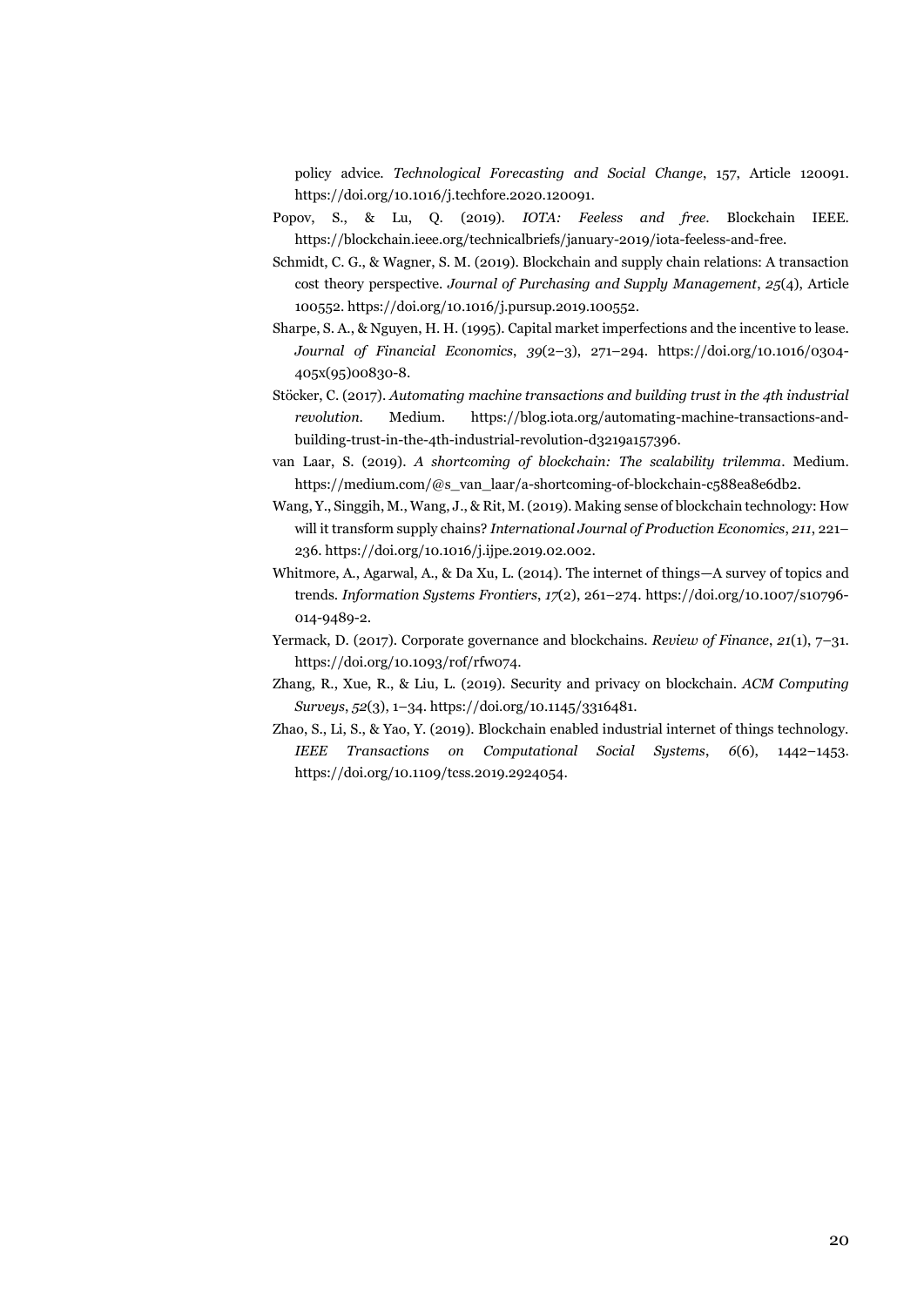policy advice. *Technological Forecasting and Social Change*, 157, Article 120091. https://doi.org/10.1016/j.techfore.2020.120091.

Popov, S., & Lu, Q. (2019). *IOTA: Feeless and free*. Blockchain IEEE. https://blockchain.ieee.org/technicalbriefs/january-2019/iota-feeless-and-free.

Schmidt, C. G., & Wagner, S. M. (2019). Blockchain and supply chain relations: A transaction cost theory perspective. *Journal of Purchasing and Supply Management*, *25*(4), Article 100552. https://doi.org/10.1016/j.pursup.2019.100552.

Sharpe, S. A., & Nguyen, H. H. (1995). Capital market imperfections and the incentive to lease. *Journal of Financial Economics*, *39*(2–3), 271–294. https://doi.org/10.1016/0304-405x(95)00830-8.

Stöcker, C. (2017). *Automating machine transactions and building trust in the 4th industrial revolution*. Medium. https://blog.iota.org/automating-machine-transactions-and-building-trust-in-the-4th-industrial-revolution-d3219a157396.

van Laar, S. (2019). *A shortcoming of blockchain: The scalability trilemma*. Medium. https://medium.com/@s_van_laar/a-shortcoming-of-blockchain-c588ea8e6db2.

Wang, Y., Singgih, M., Wang, J., & Rit, M. (2019). Making sense of blockchain technology: How will it transform supply chains? *International Journal of Production Economics*, *211*, 221–236. https://doi.org/10.1016/j.ijpe.2019.02.002.

Whitmore, A., Agarwal, A., & Da Xu, L. (2014). The internet of things—A survey of topics and trends. *Information Systems Frontiers*, *17*(2), 261–274. https://doi.org/10.1007/s10796-014-9489-2.

Yermack, D. (2017). Corporate governance and blockchains. *Review of Finance*, *21*(1), 7–31. https://doi.org/10.1093/rof/rfw074.

Zhang, R., Xue, R., & Liu, L. (2019). Security and privacy on blockchain. *ACM Computing Surveys*, *52*(3), 1–34. https://doi.org/10.1145/3316481.

Zhao, S., Li, S., & Yao, Y. (2019). Blockchain enabled industrial internet of things technology. *IEEE Transactions on Computational Social Systems*, *6*(6), 1442–1453. https://doi.org/10.1109/tcss.2019.2924054.